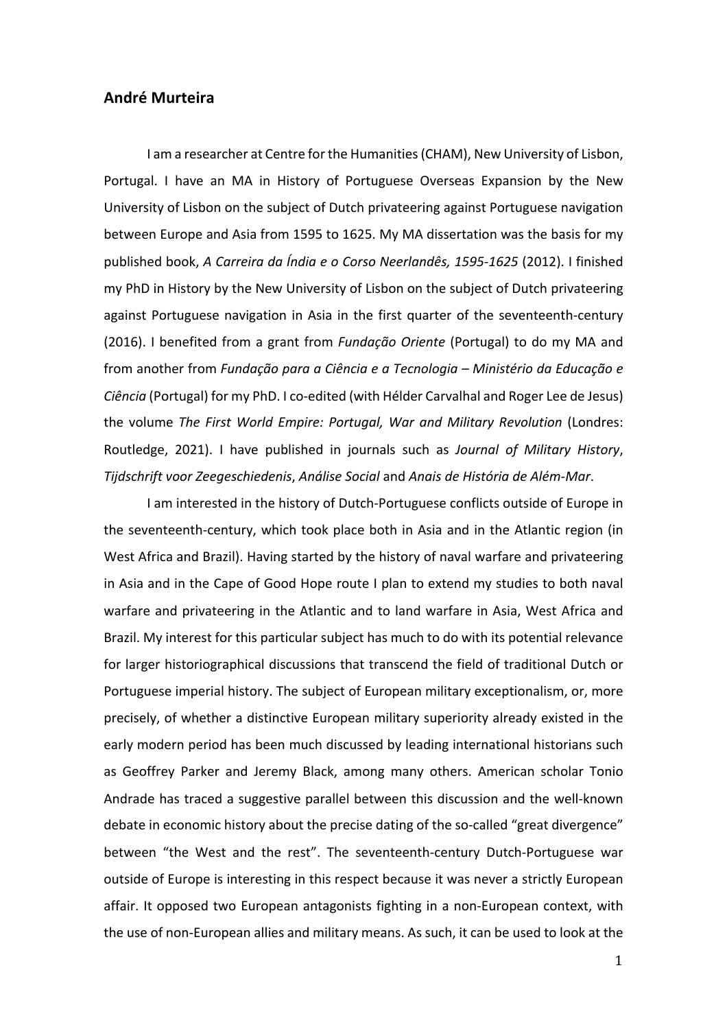## André Murteira

I am a researcher at Centre for the Humanities (CHAM), New University of Lisbon, Portugal. I have an MA in History of Portuguese Overseas Expansion by the New University of Lisbon on the subject of Dutch privateering against Portuguese navigation between Europe and Asia from 1595 to 1625. My MA dissertation was the basis for my published book, *A Carreira da Índia e o Corso Neerlandês, 1595-1625* (2012). I finished my PhD in History by the New University of Lisbon on the subject of Dutch privateering against Portuguese navigation in Asia in the first quarter of the seventeenth-century (2016). I benefited from a grant from *Fundação Oriente* (Portugal) to do my MA and from another from *Fundação para a Ciência e a Tecnologia – Ministério da Educação e Ciência* (Portugal) for my PhD. I co-edited (with Hélder Carvalhal and Roger Lee de Jesus) the volume *The First World Empire: Portugal, War and Military Revolution* (Londres: Routledge, 2021). I have published in journals such as *Journal of Military History*, *Tijdschrift voor Zeegeschiedenis*, *Análise Social* and *Anais de História de Além-Mar*.

I am interested in the history of Dutch-Portuguese conflicts outside of Europe in the seventeenth-century, which took place both in Asia and in the Atlantic region (in West Africa and Brazil). Having started by the history of naval warfare and privateering in Asia and in the Cape of Good Hope route I plan to extend my studies to both naval warfare and privateering in the Atlantic and to land warfare in Asia, West Africa and Brazil. My interest for this particular subject has much to do with its potential relevance for larger historiographical discussions that transcend the field of traditional Dutch or Portuguese imperial history. The subject of European military exceptionalism, or, more precisely, of whether a distinctive European military superiority already existed in the early modern period has been much discussed by leading international historians such as Geoffrey Parker and Jeremy Black, among many others. American scholar Tonio Andrade has traced a suggestive parallel between this discussion and the well-known debate in economic history about the precise dating of the so-called "great divergence" between "the West and the rest". The seventeenth-century Dutch-Portuguese war outside of Europe is interesting in this respect because it was never a strictly European affair. It opposed two European antagonists fighting in a non-European context, with the use of non-European allies and military means. As such, it can be used to look at the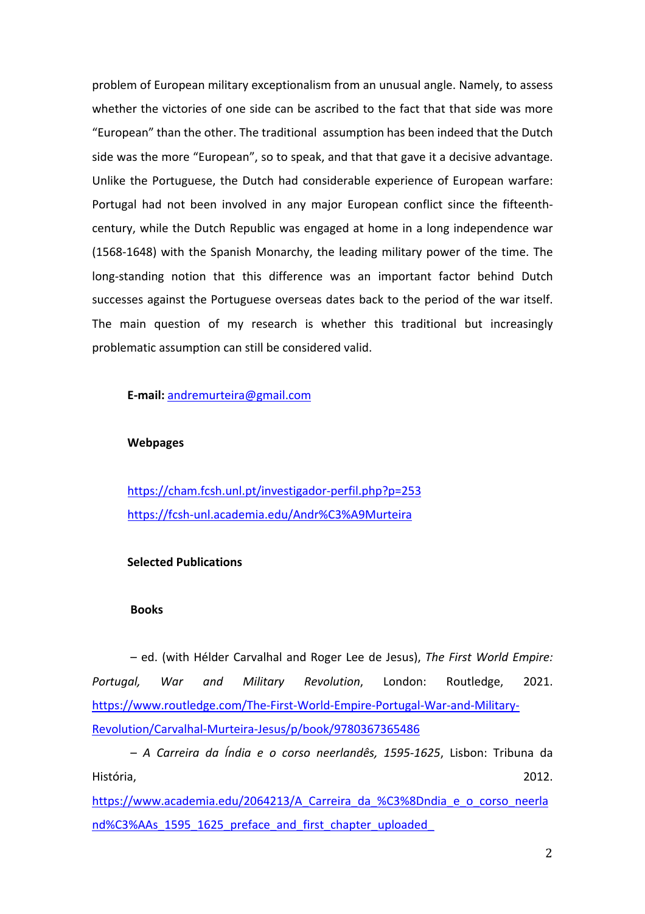problem of European military exceptionalism from an unusual angle. Namely, to assess whether the victories of one side can be ascribed to the fact that that side was more "European" than the other. The traditional assumption has been indeed that the Dutch side was the more "European", so to speak, and that that gave it a decisive advantage. Unlike the Portuguese, the Dutch had considerable experience of European warfare: Portugal had not been involved in any major European conflict since the fifteenth-century, while the Dutch Republic was engaged at home in a long independence war (1568-1648) with the Spanish Monarchy, the leading military power of the time. The long-standing notion that this difference was an important factor behind Dutch successes against the Portuguese overseas dates back to the period of the war itself. The main question of my research is whether this traditional but increasingly problematic assumption can still be considered valid.

**E-mail:** andremurteira@gmail.com

**Webpages**

https://cham.fcsh.unl.pt/investigador-perfil.php?p=253

https://fcsh-unl.academia.edu/Andr%C3%A9Murteira

**Selected Publications**

**Books**

– ed. (with Hélder Carvalhal and Roger Lee de Jesus), *The First World Empire: Portugal, War and Military Revolution*, London: Routledge, 2021. https://www.routledge.com/The-First-World-Empire-Portugal-War-and-Military-Revolution/Carvalhal-Murteira-Jesus/p/book/9780367365486

– *A Carreira da Índia e o corso neerlandês, 1595-1625*, Lisbon: Tribuna da História, 2012. https://www.academia.edu/2064213/A_Carreira_da_%C3%8Dndia_e_o_corso_neerland%C3%AAs_1595_1625_preface_and_first_chapter_uploaded_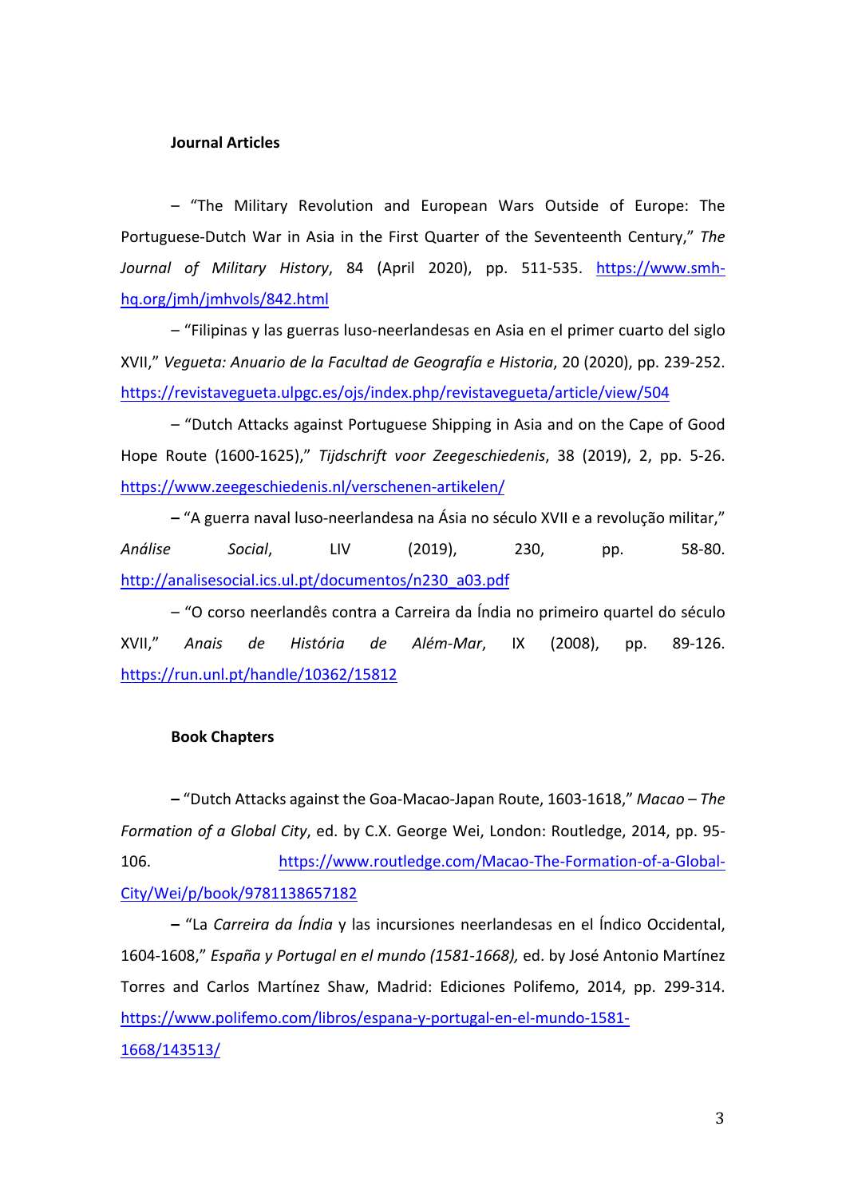### Journal Articles

– "The Military Revolution and European Wars Outside of Europe: The Portuguese-Dutch War in Asia in the First Quarter of the Seventeenth Century," *The Journal of Military History*, 84 (April 2020), pp. 511-535. https://www.smh-hq.org/jmh/jmhvols/842.html

– "Filipinas y las guerras luso-neerlandesas en Asia en el primer cuarto del siglo XVII," *Vegueta: Anuario de la Facultad de Geografía e Historia*, 20 (2020), pp. 239-252. https://revistavegueta.ulpgc.es/ojs/index.php/revistavegueta/article/view/504

– "Dutch Attacks against Portuguese Shipping in Asia and on the Cape of Good Hope Route (1600-1625)," *Tijdschrift voor Zeegeschiedenis*, 38 (2019), 2, pp. 5-26. https://www.zeegeschiedenis.nl/verschenen-artikelen/

– "A guerra naval luso-neerlandesa na Ásia no século XVII e a revolução militar," *Análise Social*, LIV (2019), 230, pp. 58-80. http://analisesocial.ics.ul.pt/documentos/n230_a03.pdf

– "O corso neerlandês contra a Carreira da Índia no primeiro quartel do século XVII," *Anais de História de Além-Mar*, IX (2008), pp. 89-126. https://run.unl.pt/handle/10362/15812

### Book Chapters

– "Dutch Attacks against the Goa-Macao-Japan Route, 1603-1618," *Macao – The Formation of a Global City*, ed. by C.X. George Wei, London: Routledge, 2014, pp. 95-106. https://www.routledge.com/Macao-The-Formation-of-a-Global-City/Wei/p/book/9781138657182

– "La *Carreira da Índia* y las incursiones neerlandesas en el Índico Occidental, 1604-1608," *España y Portugal en el mundo (1581-1668),* ed. by José Antonio Martínez Torres and Carlos Martínez Shaw, Madrid: Ediciones Polifemo, 2014, pp. 299-314. https://www.polifemo.com/libros/espana-y-portugal-en-el-mundo-1581-1668/143513/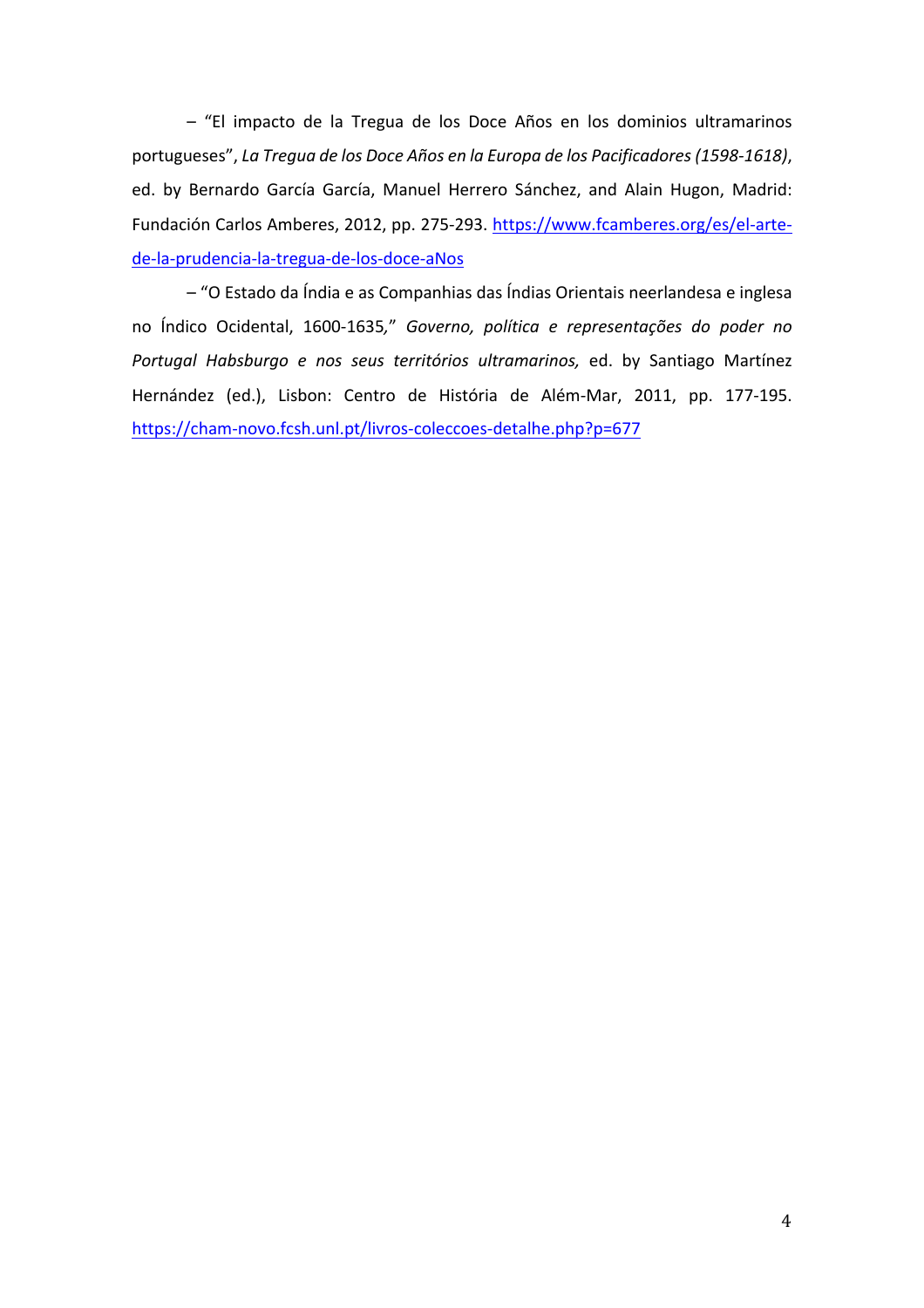– “El impacto de la Tregua de los Doce Años en los dominios ultramarinos portugueses”, *La Tregua de los Doce Años en la Europa de los Pacificadores (1598-1618)*, ed. by Bernardo García García, Manuel Herrero Sánchez, and Alain Hugon, Madrid: Fundación Carlos Amberes, 2012, pp. 275-293. https://www.fcamberes.org/es/el-arte-de-la-prudencia-la-tregua-de-los-doce-aNos

– “O Estado da Índia e as Companhias das Índias Orientais neerlandesa e inglesa no Índico Ocidental, 1600-1635,” *Governo, política e representações do poder no Portugal Habsburgo e nos seus territórios ultramarinos,* ed. by Santiago Martínez Hernández (ed.), Lisbon: Centro de História de Além-Mar, 2011, pp. 177-195. https://cham-novo.fcsh.unl.pt/livros-coleccoes-detalhe.php?p=677